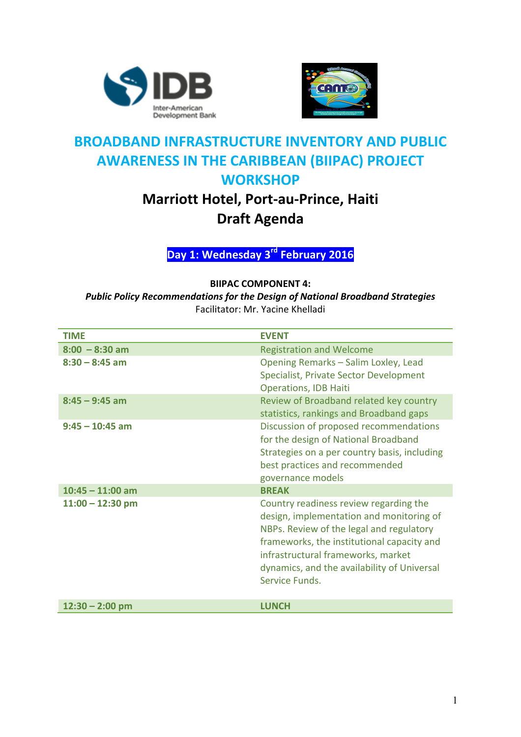# BROADBAND INFRASTRUCTURE INVENTORY AND PUBLIC AWARENESS IN THE CARIBBEAN (BIIPAC) PROJECT WORKSHOP

## Marriott Hotel, Port-au-Prince, Haiti
## Draft Agenda

**Day 1: Wednesday 3rd February 2016**

**BIIPAC COMPONENT 4:**

***Public Policy Recommendations for the Design of National Broadband Strategies***

Facilitator: Mr. Yacine Khelladi

| TIME | EVENT |
|---|---|
| 8:00 – 8:30 am | Registration and Welcome |
| 8:30 – 8:45 am | Opening Remarks – Salim Loxley, Lead Specialist, Private Sector Development Operations, IDB Haiti |
| 8:45 – 9:45 am | Review of Broadband related key country statistics, rankings and Broadband gaps |
| 9:45 – 10:45 am | Discussion of proposed recommendations for the design of National Broadband Strategies on a per country basis, including best practices and recommended governance models |
| 10:45 – 11:00 am | **BREAK** |
| 11:00 – 12:30 pm | Country readiness review regarding the design, implementation and monitoring of NBPs. Review of the legal and regulatory frameworks, the institutional capacity and infrastructural frameworks, market dynamics, and the availability of Universal Service Funds. |
| 12:30 – 2:00 pm | **LUNCH** |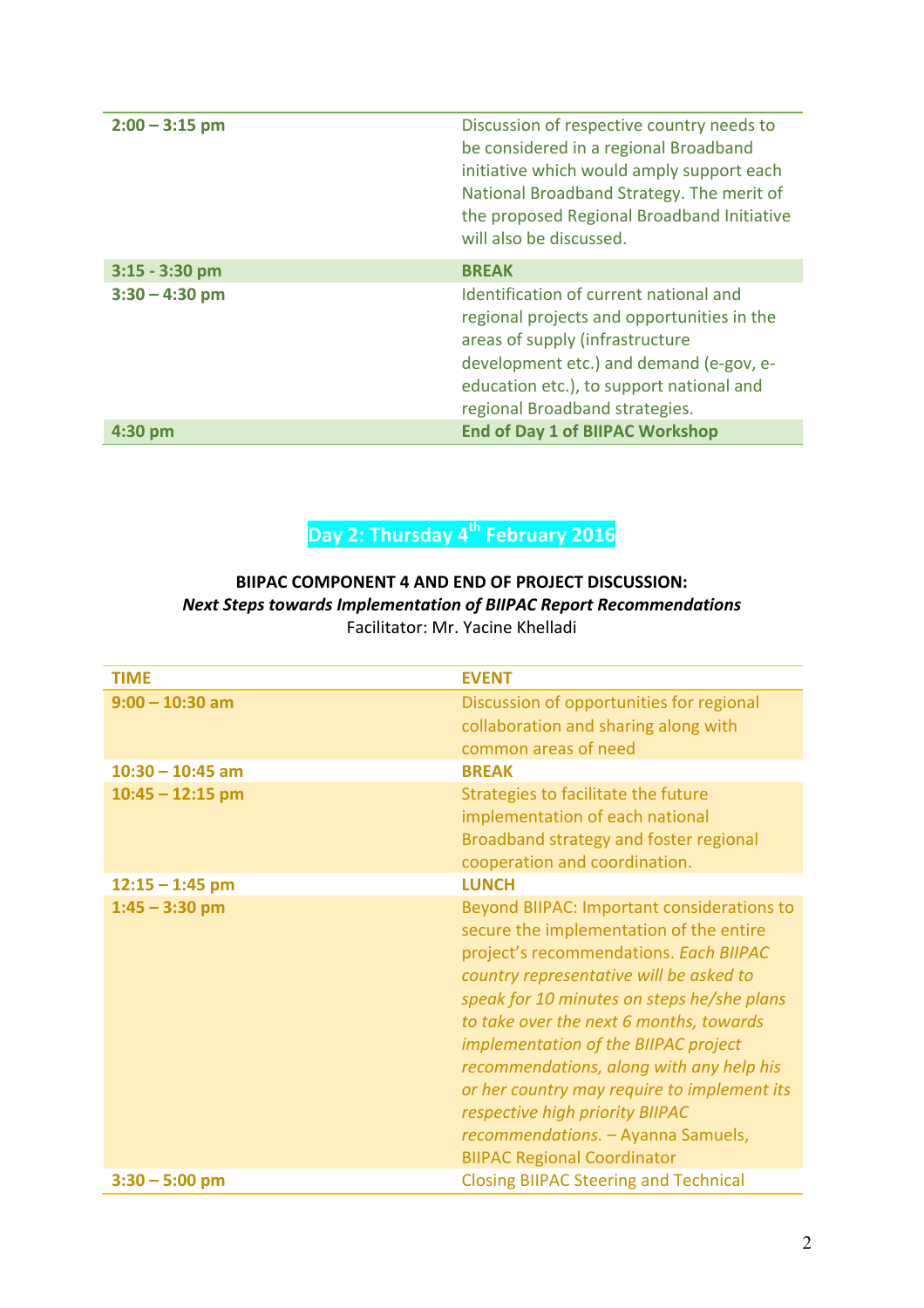| | |
|---|---|
| **2:00 – 3:15 pm** | Discussion of respective country needs to be considered in a regional Broadband initiative which would amply support each National Broadband Strategy. The merit of the proposed Regional Broadband Initiative will also be discussed. |
| **3:15 - 3:30 pm** | **BREAK** |
| **3:30 – 4:30 pm** | Identification of current national and regional projects and opportunities in the areas of supply (infrastructure development etc.) and demand (e-gov, e-education etc.), to support national and regional Broadband strategies. |
| **4:30 pm** | **End of Day 1 of BIIPAC Workshop** |

## Day 2: Thursday 4th February 2016

**BIIPAC COMPONENT 4 AND END OF PROJECT DISCUSSION:**
***Next Steps towards Implementation of BIIPAC Report Recommendations***
Facilitator: Mr. Yacine Khelladi

| TIME | EVENT |
|---|---|
| **9:00 – 10:30 am** | Discussion of opportunities for regional collaboration and sharing along with common areas of need |
| **10:30 – 10:45 am** | **BREAK** |
| **10:45 – 12:15 pm** | Strategies to facilitate the future implementation of each national Broadband strategy and foster regional cooperation and coordination. |
| **12:15 – 1:45 pm** | **LUNCH** |
| **1:45 – 3:30 pm** | Beyond BIIPAC: Important considerations to secure the implementation of the entire project's recommendations. *Each BIIPAC country representative will be asked to speak for 10 minutes on steps he/she plans to take over the next 6 months, towards implementation of the BIIPAC project recommendations, along with any help his or her country may require to implement its respective high priority BIIPAC recommendations.* – Ayanna Samuels, BIIPAC Regional Coordinator |
| **3:30 – 5:00 pm** | Closing BIIPAC Steering and Technical |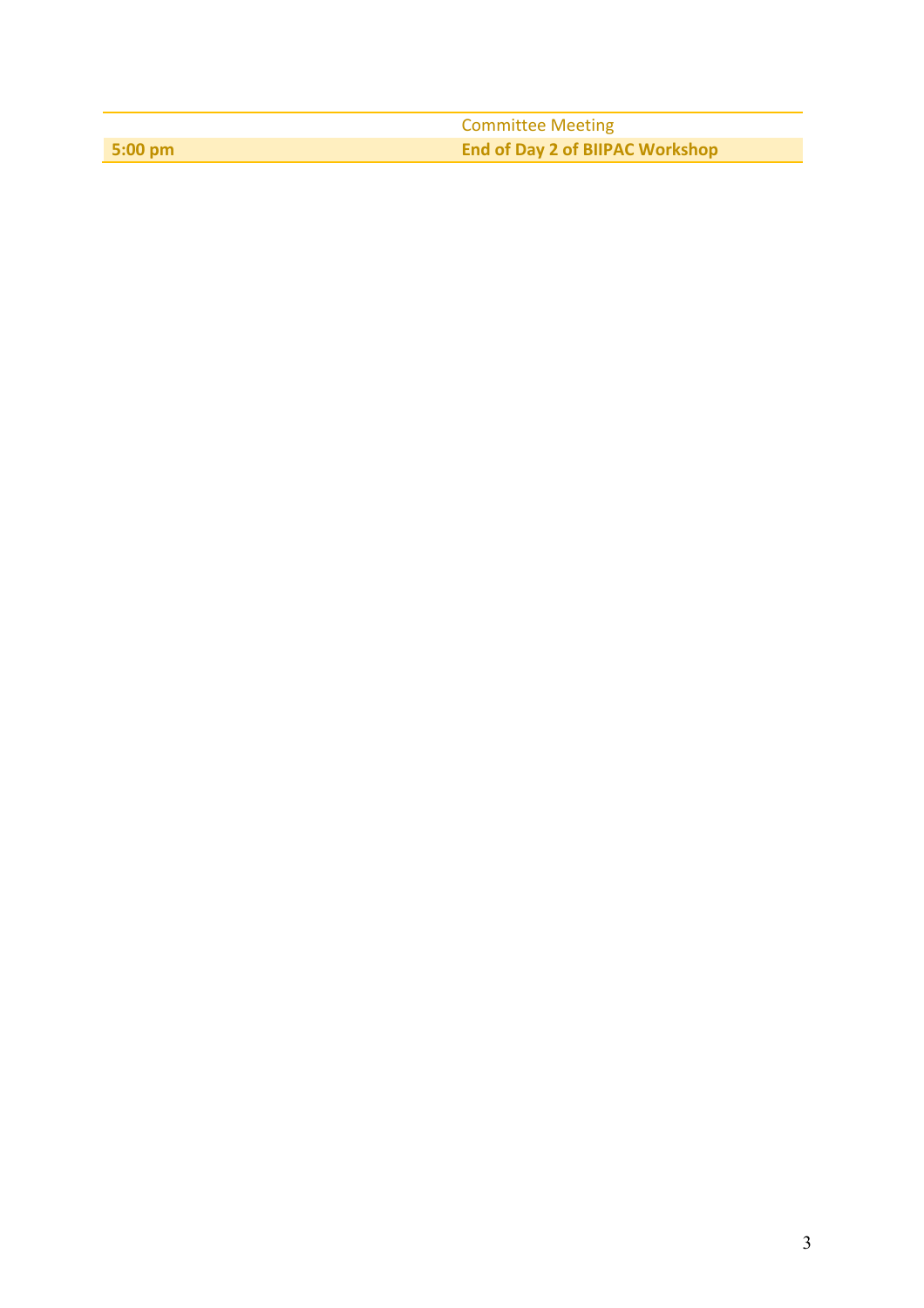| | |
|---|---|
| | Committee Meeting |
| **5:00 pm** | **End of Day 2 of BIIPAC Workshop** |